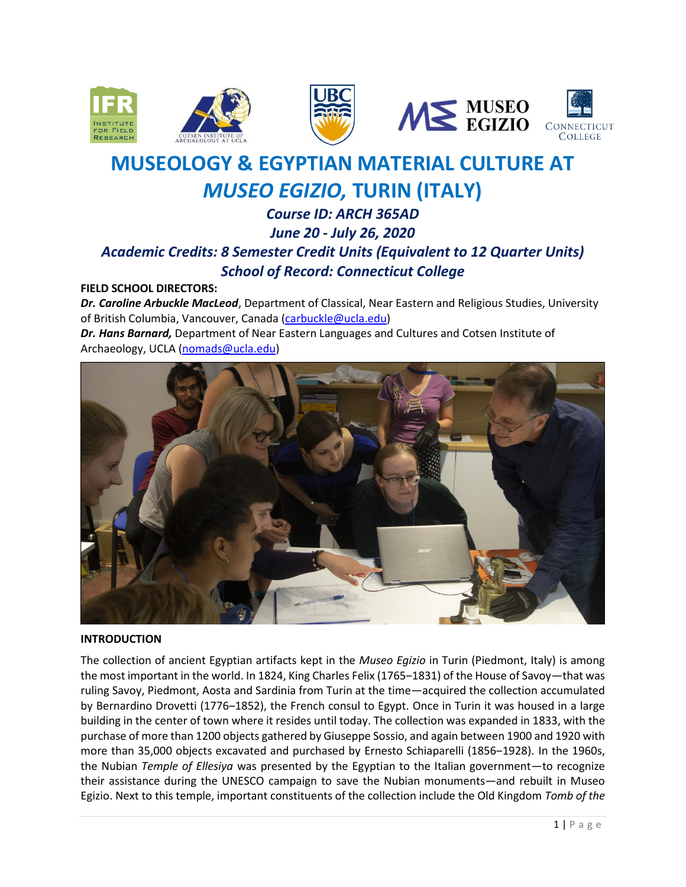# MUSEOLOGY & EGYPTIAN MATERIAL CULTURE AT *MUSEO EGIZIO,* TURIN (ITALY)

***Course ID: ARCH 365AD***

***June 20 - July 26, 2020***

***Academic Credits: 8 Semester Credit Units (Equivalent to 12 Quarter Units)***

***School of Record: Connecticut College***

**FIELD SCHOOL DIRECTORS:**

***Dr. Caroline Arbuckle MacLeod***, Department of Classical, Near Eastern and Religious Studies, University of British Columbia, Vancouver, Canada (carbuckle@ucla.edu)

***Dr. Hans Barnard,*** Department of Near Eastern Languages and Cultures and Cotsen Institute of Archaeology, UCLA (nomads@ucla.edu)

**INTRODUCTION**

The collection of ancient Egyptian artifacts kept in the *Museo Egizio* in Turin (Piedmont, Italy) is among the most important in the world. In 1824, King Charles Felix (1765–1831) of the House of Savoy—that was ruling Savoy, Piedmont, Aosta and Sardinia from Turin at the time—acquired the collection accumulated by Bernardino Drovetti (1776–1852), the French consul to Egypt. Once in Turin it was housed in a large building in the center of town where it resides until today. The collection was expanded in 1833, with the purchase of more than 1200 objects gathered by Giuseppe Sossio, and again between 1900 and 1920 with more than 35,000 objects excavated and purchased by Ernesto Schiaparelli (1856–1928). In the 1960s, the Nubian *Temple of Ellesiya* was presented by the Egyptian to the Italian government—to recognize their assistance during the UNESCO campaign to save the Nubian monuments—and rebuilt in Museo Egizio. Next to this temple, important constituents of the collection include the Old Kingdom *Tomb of the*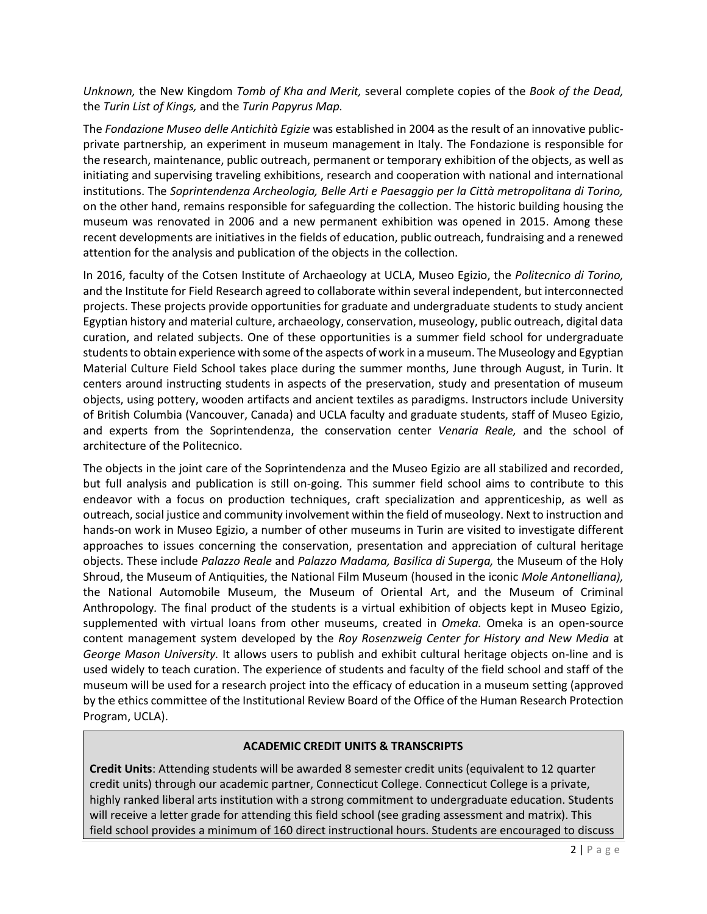*Unknown,* the New Kingdom *Tomb of Kha and Merit,* several complete copies of the *Book of the Dead,* the *Turin List of Kings,* and the *Turin Papyrus Map.*

The *Fondazione Museo delle Antichità Egizie* was established in 2004 as the result of an innovative public-private partnership, an experiment in museum management in Italy. The Fondazione is responsible for the research, maintenance, public outreach, permanent or temporary exhibition of the objects, as well as initiating and supervising traveling exhibitions, research and cooperation with national and international institutions. The *Soprintendenza Archeologia, Belle Arti e Paesaggio per la Città metropolitana di Torino,* on the other hand, remains responsible for safeguarding the collection. The historic building housing the museum was renovated in 2006 and a new permanent exhibition was opened in 2015. Among these recent developments are initiatives in the fields of education, public outreach, fundraising and a renewed attention for the analysis and publication of the objects in the collection.

In 2016, faculty of the Cotsen Institute of Archaeology at UCLA, Museo Egizio, the *Politecnico di Torino,* and the Institute for Field Research agreed to collaborate within several independent, but interconnected projects. These projects provide opportunities for graduate and undergraduate students to study ancient Egyptian history and material culture, archaeology, conservation, museology, public outreach, digital data curation, and related subjects. One of these opportunities is a summer field school for undergraduate students to obtain experience with some of the aspects of work in a museum. The Museology and Egyptian Material Culture Field School takes place during the summer months, June through August, in Turin. It centers around instructing students in aspects of the preservation, study and presentation of museum objects, using pottery, wooden artifacts and ancient textiles as paradigms. Instructors include University of British Columbia (Vancouver, Canada) and UCLA faculty and graduate students, staff of Museo Egizio, and experts from the Soprintendenza, the conservation center *Venaria Reale,* and the school of architecture of the Politecnico.

The objects in the joint care of the Soprintendenza and the Museo Egizio are all stabilized and recorded, but full analysis and publication is still on-going. This summer field school aims to contribute to this endeavor with a focus on production techniques, craft specialization and apprenticeship, as well as outreach, social justice and community involvement within the field of museology. Next to instruction and hands-on work in Museo Egizio, a number of other museums in Turin are visited to investigate different approaches to issues concerning the conservation, presentation and appreciation of cultural heritage objects. These include *Palazzo Reale* and *Palazzo Madama, Basilica di Superga,* the Museum of the Holy Shroud, the Museum of Antiquities, the National Film Museum (housed in the iconic *Mole Antonelliana),* the National Automobile Museum, the Museum of Oriental Art, and the Museum of Criminal Anthropology. The final product of the students is a virtual exhibition of objects kept in Museo Egizio, supplemented with virtual loans from other museums, created in *Omeka.* Omeka is an open-source content management system developed by the *Roy Rosenzweig Center for History and New Media* at *George Mason University.* It allows users to publish and exhibit cultural heritage objects on-line and is used widely to teach curation. The experience of students and faculty of the field school and staff of the museum will be used for a research project into the efficacy of education in a museum setting (approved by the ethics committee of the Institutional Review Board of the Office of the Human Research Protection Program, UCLA).

## ACADEMIC CREDIT UNITS & TRANSCRIPTS

**Credit Units**: Attending students will be awarded 8 semester credit units (equivalent to 12 quarter credit units) through our academic partner, Connecticut College. Connecticut College is a private, highly ranked liberal arts institution with a strong commitment to undergraduate education. Students will receive a letter grade for attending this field school (see grading assessment and matrix). This field school provides a minimum of 160 direct instructional hours. Students are encouraged to discuss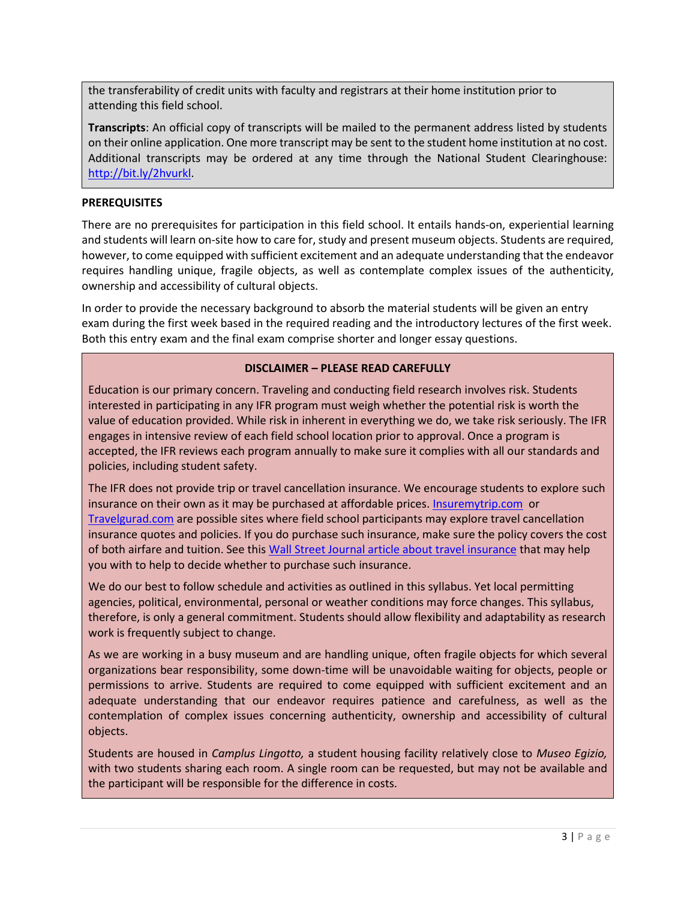the transferability of credit units with faculty and registrars at their home institution prior to attending this field school.

**Transcripts**: An official copy of transcripts will be mailed to the permanent address listed by students on their online application. One more transcript may be sent to the student home institution at no cost. Additional transcripts may be ordered at any time through the National Student Clearinghouse: [http://bit.ly/2hvurkl](http://bit.ly/2hvurkl).

**PREREQUISITES**

There are no prerequisites for participation in this field school. It entails hands-on, experiential learning and students will learn on-site how to care for, study and present museum objects. Students are required, however, to come equipped with sufficient excitement and an adequate understanding that the endeavor requires handling unique, fragile objects, as well as contemplate complex issues of the authenticity, ownership and accessibility of cultural objects.

In order to provide the necessary background to absorb the material students will be given an entry exam during the first week based in the required reading and the introductory lectures of the first week. Both this entry exam and the final exam comprise shorter and longer essay questions.

**DISCLAIMER – PLEASE READ CAREFULLY**

Education is our primary concern. Traveling and conducting field research involves risk. Students interested in participating in any IFR program must weigh whether the potential risk is worth the value of education provided. While risk in inherent in everything we do, we take risk seriously. The IFR engages in intensive review of each field school location prior to approval. Once a program is accepted, the IFR reviews each program annually to make sure it complies with all our standards and policies, including student safety.

The IFR does not provide trip or travel cancellation insurance. We encourage students to explore such insurance on their own as it may be purchased at affordable prices. Insuremytrip.com or Travelgurad.com are possible sites where field school participants may explore travel cancellation insurance quotes and policies. If you do purchase such insurance, make sure the policy covers the cost of both airfare and tuition. See this Wall Street Journal article about travel insurance that may help you with to help to decide whether to purchase such insurance.

We do our best to follow schedule and activities as outlined in this syllabus. Yet local permitting agencies, political, environmental, personal or weather conditions may force changes. This syllabus, therefore, is only a general commitment. Students should allow flexibility and adaptability as research work is frequently subject to change.

As we are working in a busy museum and are handling unique, often fragile objects for which several organizations bear responsibility, some down-time will be unavoidable waiting for objects, people or permissions to arrive. Students are required to come equipped with sufficient excitement and an adequate understanding that our endeavor requires patience and carefulness, as well as the contemplation of complex issues concerning authenticity, ownership and accessibility of cultural objects.

Students are housed in *Camplus Lingotto,* a student housing facility relatively close to *Museo Egizio,* with two students sharing each room. A single room can be requested, but may not be available and the participant will be responsible for the difference in costs.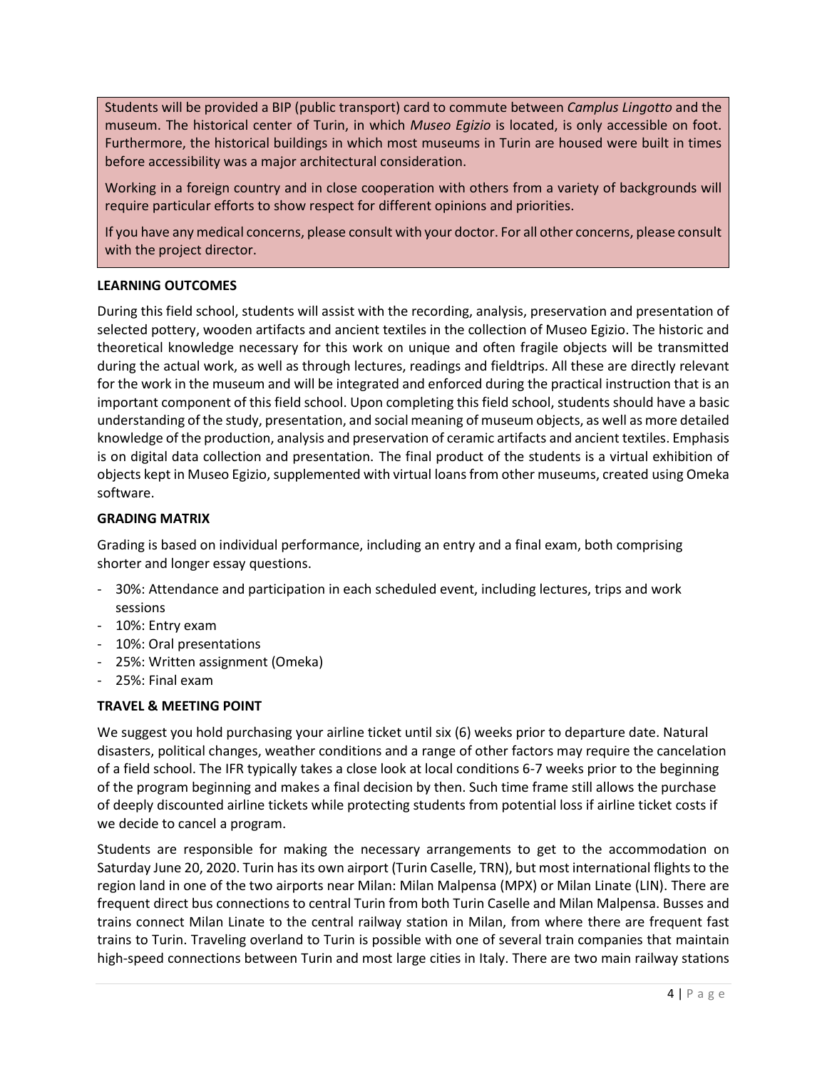Students will be provided a BIP (public transport) card to commute between *Camplus Lingotto* and the museum. The historical center of Turin, in which *Museo Egizio* is located, is only accessible on foot. Furthermore, the historical buildings in which most museums in Turin are housed were built in times before accessibility was a major architectural consideration.

Working in a foreign country and in close cooperation with others from a variety of backgrounds will require particular efforts to show respect for different opinions and priorities.

If you have any medical concerns, please consult with your doctor. For all other concerns, please consult with the project director.

**LEARNING OUTCOMES**

During this field school, students will assist with the recording, analysis, preservation and presentation of selected pottery, wooden artifacts and ancient textiles in the collection of Museo Egizio. The historic and theoretical knowledge necessary for this work on unique and often fragile objects will be transmitted during the actual work, as well as through lectures, readings and fieldtrips. All these are directly relevant for the work in the museum and will be integrated and enforced during the practical instruction that is an important component of this field school. Upon completing this field school, students should have a basic understanding of the study, presentation, and social meaning of museum objects, as well as more detailed knowledge of the production, analysis and preservation of ceramic artifacts and ancient textiles. Emphasis is on digital data collection and presentation. The final product of the students is a virtual exhibition of objects kept in Museo Egizio, supplemented with virtual loans from other museums, created using Omeka software.

**GRADING MATRIX**

Grading is based on individual performance, including an entry and a final exam, both comprising shorter and longer essay questions.

- 30%: Attendance and participation in each scheduled event, including lectures, trips and work sessions
- 10%: Entry exam
- 10%: Oral presentations
- 25%: Written assignment (Omeka)
- 25%: Final exam

**TRAVEL & MEETING POINT**

We suggest you hold purchasing your airline ticket until six (6) weeks prior to departure date. Natural disasters, political changes, weather conditions and a range of other factors may require the cancelation of a field school. The IFR typically takes a close look at local conditions 6-7 weeks prior to the beginning of the program beginning and makes a final decision by then. Such time frame still allows the purchase of deeply discounted airline tickets while protecting students from potential loss if airline ticket costs if we decide to cancel a program.

Students are responsible for making the necessary arrangements to get to the accommodation on Saturday June 20, 2020. Turin has its own airport (Turin Caselle, TRN), but most international flights to the region land in one of the two airports near Milan: Milan Malpensa (MPX) or Milan Linate (LIN). There are frequent direct bus connections to central Turin from both Turin Caselle and Milan Malpensa. Busses and trains connect Milan Linate to the central railway station in Milan, from where there are frequent fast trains to Turin. Traveling overland to Turin is possible with one of several train companies that maintain high-speed connections between Turin and most large cities in Italy. There are two main railway stations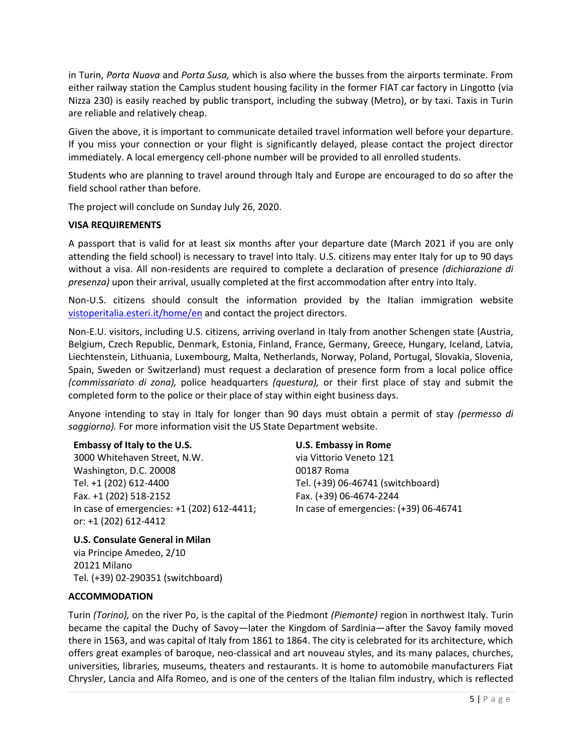in Turin, *Porta Nuova* and *Porta Susa,* which is also where the busses from the airports terminate. From either railway station the Camplus student housing facility in the former FIAT car factory in Lingotto (via Nizza 230) is easily reached by public transport, including the subway (Metro), or by taxi. Taxis in Turin are reliable and relatively cheap.

Given the above, it is important to communicate detailed travel information well before your departure. If you miss your connection or your flight is significantly delayed, please contact the project director immediately. A local emergency cell-phone number will be provided to all enrolled students.

Students who are planning to travel around through Italy and Europe are encouraged to do so after the field school rather than before.

The project will conclude on Sunday July 26, 2020.

**VISA REQUIREMENTS**

A passport that is valid for at least six months after your departure date (March 2021 if you are only attending the field school) is necessary to travel into Italy. U.S. citizens may enter Italy for up to 90 days without a visa. All non-residents are required to complete a declaration of presence *(dichiarazione di presenza)* upon their arrival, usually completed at the first accommodation after entry into Italy.

Non-U.S. citizens should consult the information provided by the Italian immigration website [vistoperitalia.esteri.it/home/en](vistoperitalia.esteri.it/home/en) and contact the project directors.

Non-E.U. visitors, including U.S. citizens, arriving overland in Italy from another Schengen state (Austria, Belgium, Czech Republic, Denmark, Estonia, Finland, France, Germany, Greece, Hungary, Iceland, Latvia, Liechtenstein, Lithuania, Luxembourg, Malta, Netherlands, Norway, Poland, Portugal, Slovakia, Slovenia, Spain, Sweden or Switzerland) must request a declaration of presence form from a local police office *(commissariato di zona),* police headquarters *(questura),* or their first place of stay and submit the completed form to the police or their place of stay within eight business days.

Anyone intending to stay in Italy for longer than 90 days must obtain a permit of stay *(permesso di soggiorno).* For more information visit the US State Department website.

**Embassy of Italy to the U.S.**
3000 Whitehaven Street, N.W.
Washington, D.C. 20008
Tel. +1 (202) 612-4400
Fax. +1 (202) 518-2152
In case of emergencies: +1 (202) 612-4411; or: +1 (202) 612-4412

**U.S. Embassy in Rome**
via Vittorio Veneto 121
00187 Roma
Tel. (+39) 06-46741 (switchboard)
Fax. (+39) 06-4674-2244
In case of emergencies: (+39) 06-46741

**U.S. Consulate General in Milan**
via Principe Amedeo, 2/10
20121 Milano
Tel. (+39) 02-290351 (switchboard)

**ACCOMMODATION**

Turin *(Torino),* on the river Po, is the capital of the Piedmont *(Piemonte)* region in northwest Italy. Turin became the capital the Duchy of Savoy—later the Kingdom of Sardinia—after the Savoy family moved there in 1563, and was capital of Italy from 1861 to 1864. The city is celebrated for its architecture, which offers great examples of baroque, neo-classical and art nouveau styles, and its many palaces, churches, universities, libraries, museums, theaters and restaurants. It is home to automobile manufacturers Fiat Chrysler, Lancia and Alfa Romeo, and is one of the centers of the Italian film industry, which is reflected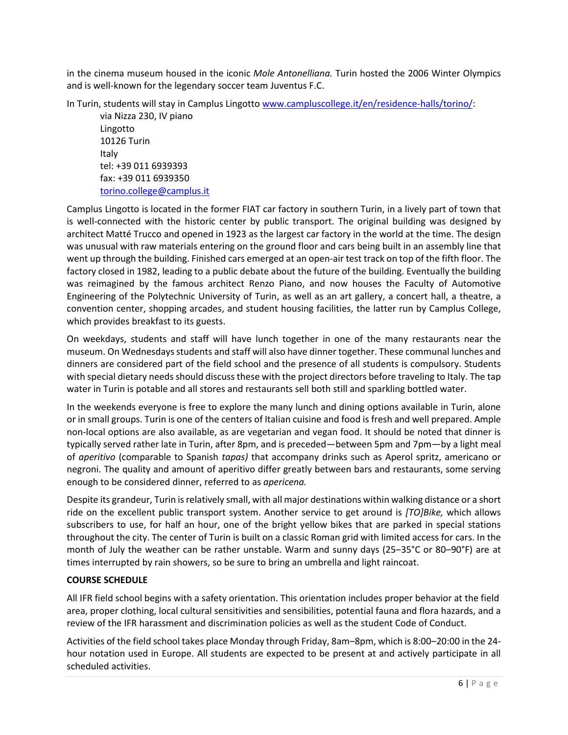in the cinema museum housed in the iconic *Mole Antonelliana.* Turin hosted the 2006 Winter Olympics and is well-known for the legendary soccer team Juventus F.C.

In Turin, students will stay in Camplus Lingotto [www.campluscollege.it/en/residence-halls/torino/](www.campluscollege.it/en/residence-halls/torino/):

> via Nizza 230, IV piano
> Lingotto
> 10126 Turin
> Italy
> tel: +39 011 6939393
> fax: +39 011 6939350
> [torino.college@camplus.it](mailto:torino.college@camplus.it)

Camplus Lingotto is located in the former FIAT car factory in southern Turin, in a lively part of town that is well-connected with the historic center by public transport. The original building was designed by architect Matté Trucco and opened in 1923 as the largest car factory in the world at the time. The design was unusual with raw materials entering on the ground floor and cars being built in an assembly line that went up through the building. Finished cars emerged at an open-air test track on top of the fifth floor. The factory closed in 1982, leading to a public debate about the future of the building. Eventually the building was reimagined by the famous architect Renzo Piano, and now houses the Faculty of Automotive Engineering of the Polytechnic University of Turin, as well as an art gallery, a concert hall, a theatre, a convention center, shopping arcades, and student housing facilities, the latter run by Camplus College, which provides breakfast to its guests.

On weekdays, students and staff will have lunch together in one of the many restaurants near the museum. On Wednesdays students and staff will also have dinner together. These communal lunches and dinners are considered part of the field school and the presence of all students is compulsory. Students with special dietary needs should discuss these with the project directors before traveling to Italy. The tap water in Turin is potable and all stores and restaurants sell both still and sparkling bottled water.

In the weekends everyone is free to explore the many lunch and dining options available in Turin, alone or in small groups. Turin is one of the centers of Italian cuisine and food is fresh and well prepared. Ample non-local options are also available, as are vegetarian and vegan food. It should be noted that dinner is typically served rather late in Turin, after 8pm, and is preceded—between 5pm and 7pm—by a light meal of *aperitivo* (comparable to Spanish *tapas)* that accompany drinks such as Aperol spritz, americano or negroni. The quality and amount of aperitivo differ greatly between bars and restaurants, some serving enough to be considered dinner, referred to as *apericena.*

Despite its grandeur, Turin is relatively small, with all major destinations within walking distance or a short ride on the excellent public transport system. Another service to get around is *[TO]Bike,* which allows subscribers to use, for half an hour, one of the bright yellow bikes that are parked in special stations throughout the city. The center of Turin is built on a classic Roman grid with limited access for cars. In the month of July the weather can be rather unstable. Warm and sunny days (25‒35°C or 80‒90°F) are at times interrupted by rain showers, so be sure to bring an umbrella and light raincoat.

**COURSE SCHEDULE**

All IFR field school begins with a safety orientation. This orientation includes proper behavior at the field area, proper clothing, local cultural sensitivities and sensibilities, potential fauna and flora hazards, and a review of the IFR harassment and discrimination policies as well as the student Code of Conduct.

Activities of the field school takes place Monday through Friday, 8am‒8pm, which is 8:00‒20:00 in the 24-hour notation used in Europe. All students are expected to be present at and actively participate in all scheduled activities.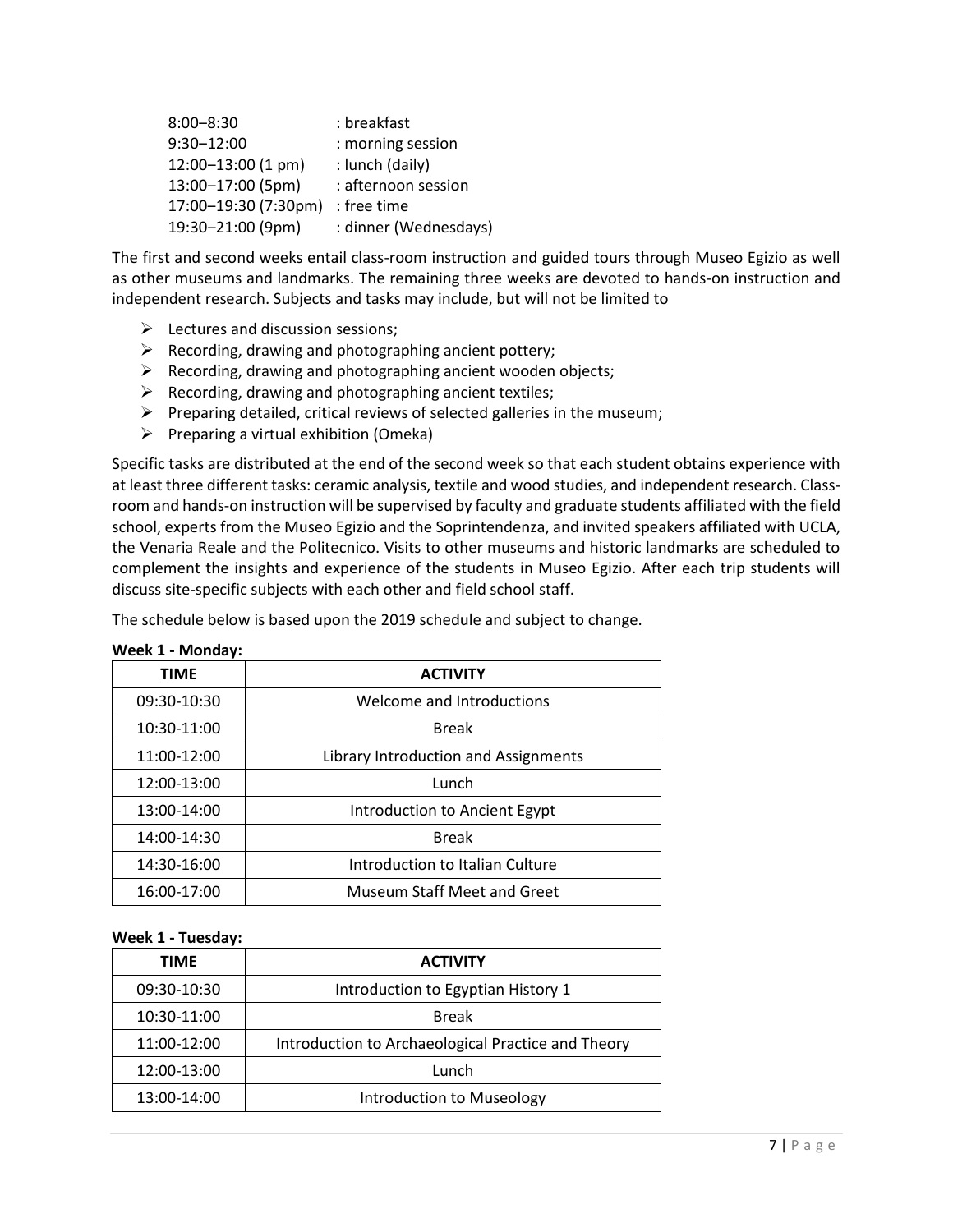8:00–8:30 : breakfast
9:30–12:00 : morning session
12:00–13:00 (1 pm) : lunch (daily)
13:00–17:00 (5pm) : afternoon session
17:00–19:30 (7:30pm) : free time
19:30–21:00 (9pm) : dinner (Wednesdays)

The first and second weeks entail class-room instruction and guided tours through Museo Egizio as well as other museums and landmarks. The remaining three weeks are devoted to hands-on instruction and independent research. Subjects and tasks may include, but will not be limited to

- Lectures and discussion sessions;
- Recording, drawing and photographing ancient pottery;
- Recording, drawing and photographing ancient wooden objects;
- Recording, drawing and photographing ancient textiles;
- Preparing detailed, critical reviews of selected galleries in the museum;
- Preparing a virtual exhibition (Omeka)

Specific tasks are distributed at the end of the second week so that each student obtains experience with at least three different tasks: ceramic analysis, textile and wood studies, and independent research. Class-room and hands-on instruction will be supervised by faculty and graduate students affiliated with the field school, experts from the Museo Egizio and the Soprintendenza, and invited speakers affiliated with UCLA, the Venaria Reale and the Politecnico. Visits to other museums and historic landmarks are scheduled to complement the insights and experience of the students in Museo Egizio. After each trip students will discuss site-specific subjects with each other and field school staff.

The schedule below is based upon the 2019 schedule and subject to change.

**Week 1 - Monday:**

| TIME | ACTIVITY |
|---|---|
| 09:30-10:30 | Welcome and Introductions |
| 10:30-11:00 | Break |
| 11:00-12:00 | Library Introduction and Assignments |
| 12:00-13:00 | Lunch |
| 13:00-14:00 | Introduction to Ancient Egypt |
| 14:00-14:30 | Break |
| 14:30-16:00 | Introduction to Italian Culture |
| 16:00-17:00 | Museum Staff Meet and Greet |

**Week 1 - Tuesday:**

| TIME | ACTIVITY |
|---|---|
| 09:30-10:30 | Introduction to Egyptian History 1 |
| 10:30-11:00 | Break |
| 11:00-12:00 | Introduction to Archaeological Practice and Theory |
| 12:00-13:00 | Lunch |
| 13:00-14:00 | Introduction to Museology |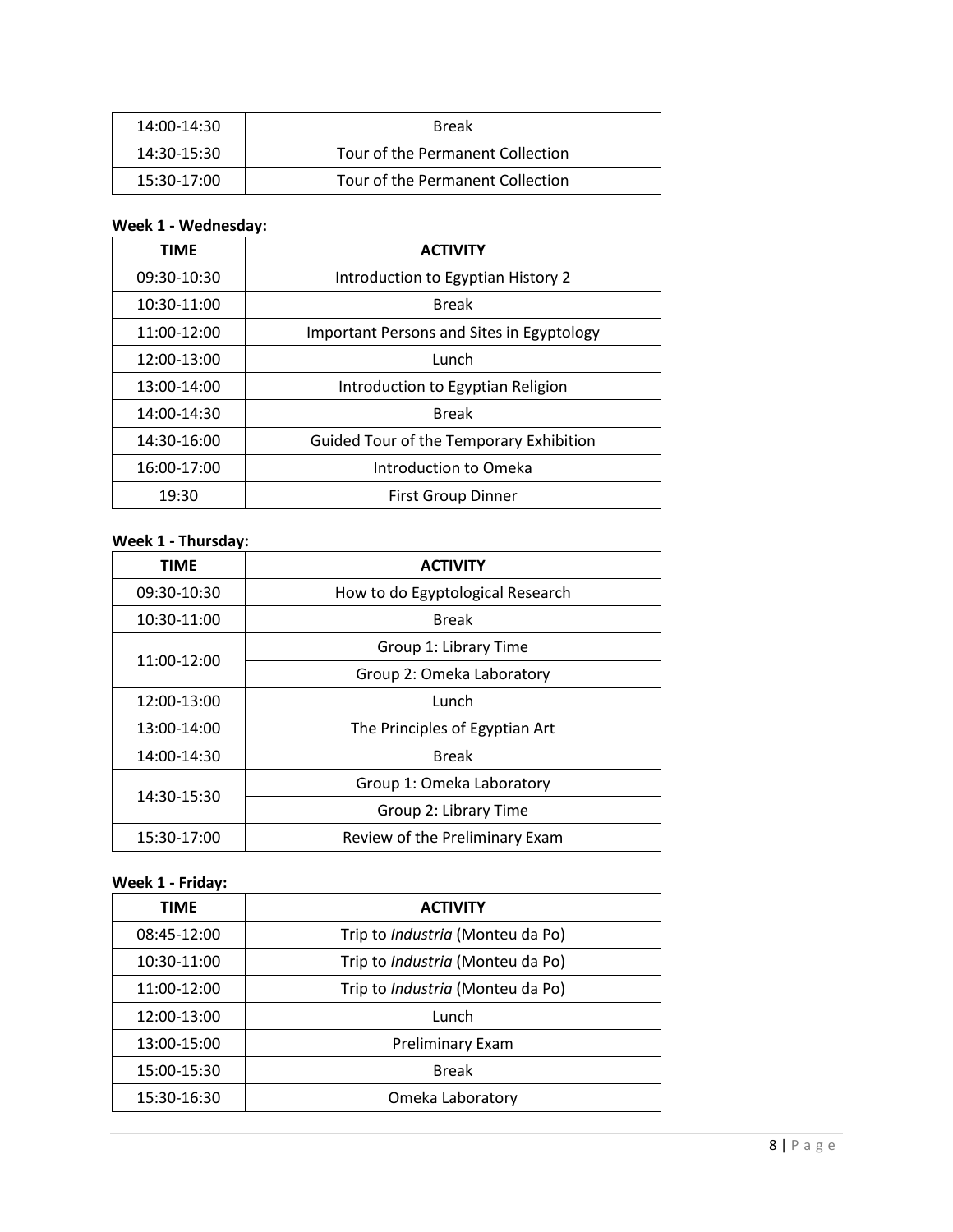| | |
|---|---|
| 14:00-14:30 | Break |
| 14:30-15:30 | Tour of the Permanent Collection |
| 15:30-17:00 | Tour of the Permanent Collection |

**Week 1 - Wednesday:**

| TIME | ACTIVITY |
|---|---|
| 09:30-10:30 | Introduction to Egyptian History 2 |
| 10:30-11:00 | Break |
| 11:00-12:00 | Important Persons and Sites in Egyptology |
| 12:00-13:00 | Lunch |
| 13:00-14:00 | Introduction to Egyptian Religion |
| 14:00-14:30 | Break |
| 14:30-16:00 | Guided Tour of the Temporary Exhibition |
| 16:00-17:00 | Introduction to Omeka |
| 19:30 | First Group Dinner |

**Week 1 - Thursday:**

| TIME | ACTIVITY |
|---|---|
| 09:30-10:30 | How to do Egyptological Research |
| 10:30-11:00 | Break |
| 11:00-12:00 | Group 1: Library Time |
| | Group 2: Omeka Laboratory |
| 12:00-13:00 | Lunch |
| 13:00-14:00 | The Principles of Egyptian Art |
| 14:00-14:30 | Break |
| 14:30-15:30 | Group 1: Omeka Laboratory |
| | Group 2: Library Time |
| 15:30-17:00 | Review of the Preliminary Exam |

**Week 1 - Friday:**

| TIME | ACTIVITY |
|---|---|
| 08:45-12:00 | Trip to *Industria* (Monteu da Po) |
| 10:30-11:00 | Trip to *Industria* (Monteu da Po) |
| 11:00-12:00 | Trip to *Industria* (Monteu da Po) |
| 12:00-13:00 | Lunch |
| 13:00-15:00 | Preliminary Exam |
| 15:00-15:30 | Break |
| 15:30-16:30 | Omeka Laboratory |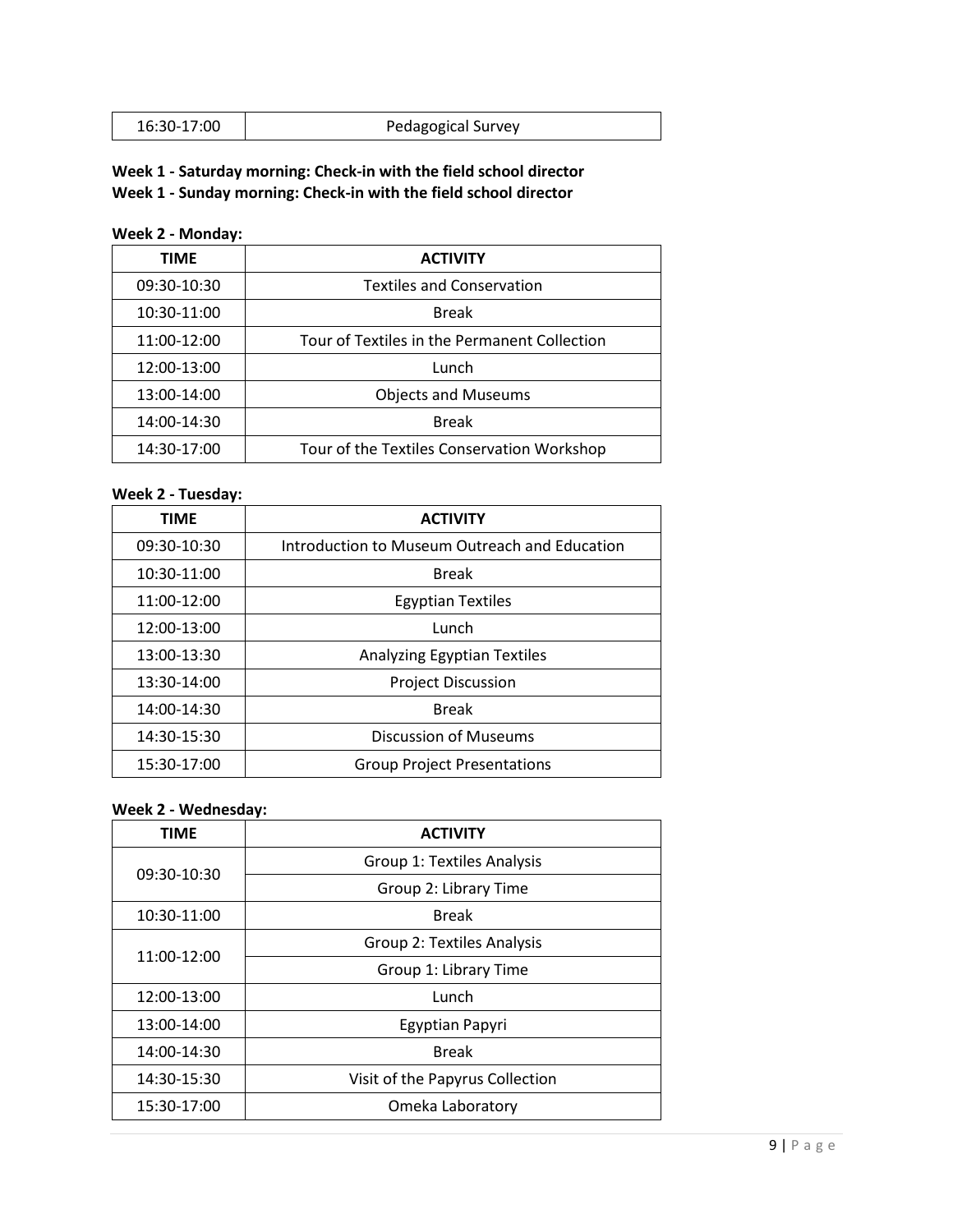| 16:30-17:00 | Pedagogical Survey |
|---|---|

**Week 1 - Saturday morning: Check-in with the field school director**
**Week 1 - Sunday morning: Check-in with the field school director**

**Week 2 - Monday:**

| TIME | ACTIVITY |
|---|---|
| 09:30-10:30 | Textiles and Conservation |
| 10:30-11:00 | Break |
| 11:00-12:00 | Tour of Textiles in the Permanent Collection |
| 12:00-13:00 | Lunch |
| 13:00-14:00 | Objects and Museums |
| 14:00-14:30 | Break |
| 14:30-17:00 | Tour of the Textiles Conservation Workshop |

**Week 2 - Tuesday:**

| TIME | ACTIVITY |
|---|---|
| 09:30-10:30 | Introduction to Museum Outreach and Education |
| 10:30-11:00 | Break |
| 11:00-12:00 | Egyptian Textiles |
| 12:00-13:00 | Lunch |
| 13:00-13:30 | Analyzing Egyptian Textiles |
| 13:30-14:00 | Project Discussion |
| 14:00-14:30 | Break |
| 14:30-15:30 | Discussion of Museums |
| 15:30-17:00 | Group Project Presentations |

**Week 2 - Wednesday:**

| TIME | ACTIVITY |
|---|---|
| 09:30-10:30 | Group 1: Textiles Analysis |
| | Group 2: Library Time |
| 10:30-11:00 | Break |
| 11:00-12:00 | Group 2: Textiles Analysis |
| | Group 1: Library Time |
| 12:00-13:00 | Lunch |
| 13:00-14:00 | Egyptian Papyri |
| 14:00-14:30 | Break |
| 14:30-15:30 | Visit of the Papyrus Collection |
| 15:30-17:00 | Omeka Laboratory |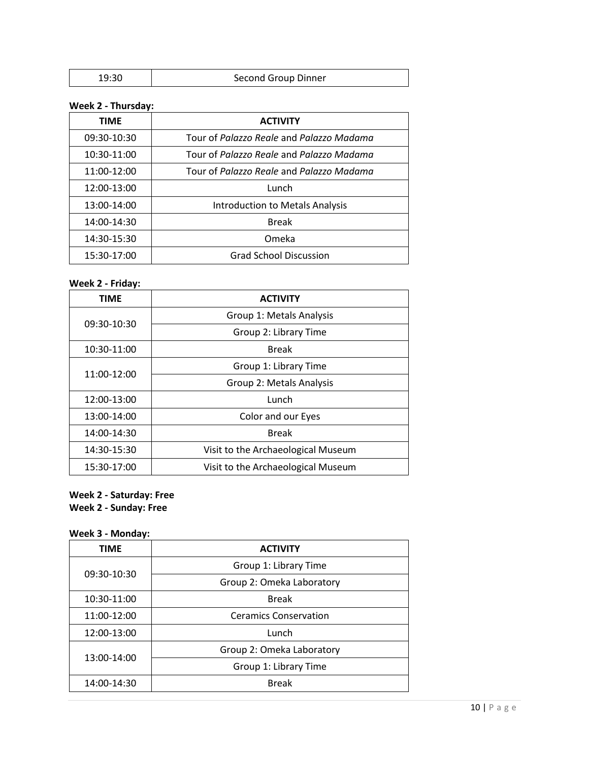| 19:30 | Second Group Dinner |
| --- | --- |

**Week 2 - Thursday:**

| TIME | ACTIVITY |
| --- | --- |
| 09:30-10:30 | Tour of *Palazzo Reale* and *Palazzo Madama* |
| 10:30-11:00 | Tour of *Palazzo Reale* and *Palazzo Madama* |
| 11:00-12:00 | Tour of *Palazzo Reale* and *Palazzo Madama* |
| 12:00-13:00 | Lunch |
| 13:00-14:00 | Introduction to Metals Analysis |
| 14:00-14:30 | Break |
| 14:30-15:30 | Omeka |
| 15:30-17:00 | Grad School Discussion |

**Week 2 - Friday:**

| TIME | ACTIVITY |
| --- | --- |
| 09:30-10:30 | Group 1: Metals Analysis |
| | Group 2: Library Time |
| 10:30-11:00 | Break |
| 11:00-12:00 | Group 1: Library Time |
| | Group 2: Metals Analysis |
| 12:00-13:00 | Lunch |
| 13:00-14:00 | Color and our Eyes |
| 14:00-14:30 | Break |
| 14:30-15:30 | Visit to the Archaeological Museum |
| 15:30-17:00 | Visit to the Archaeological Museum |

**Week 2 - Saturday: Free**
**Week 2 - Sunday: Free**

**Week 3 - Monday:**

| TIME | ACTIVITY |
| --- | --- |
| 09:30-10:30 | Group 1: Library Time |
| | Group 2: Omeka Laboratory |
| 10:30-11:00 | Break |
| 11:00-12:00 | Ceramics Conservation |
| 12:00-13:00 | Lunch |
| 13:00-14:00 | Group 2: Omeka Laboratory |
| | Group 1: Library Time |
| 14:00-14:30 | Break |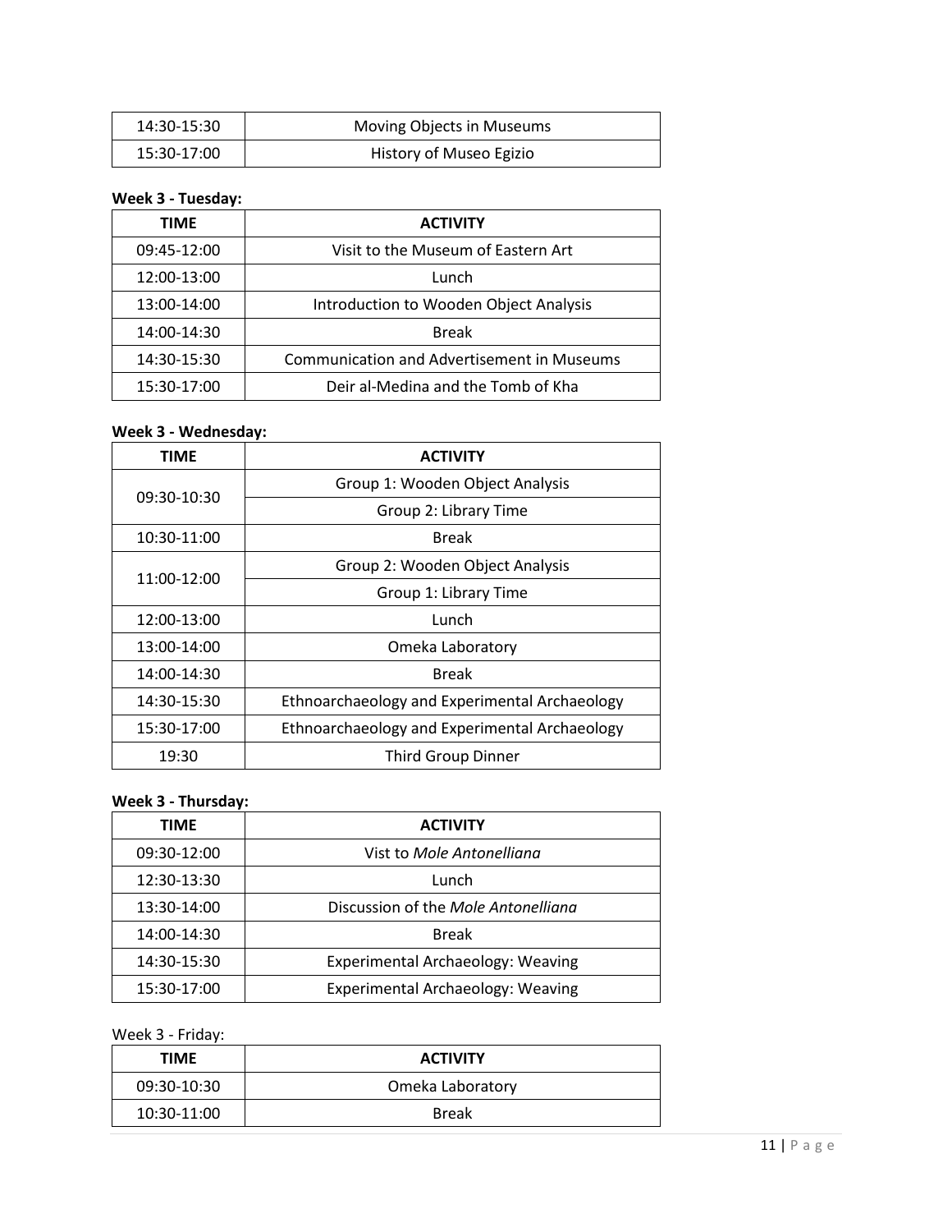| 14:30-15:30 | Moving Objects in Museums |
| --- | --- |
| 15:30-17:00 | History of Museo Egizio |

**Week 3 - Tuesday:**

| TIME | ACTIVITY |
| --- | --- |
| 09:45-12:00 | Visit to the Museum of Eastern Art |
| 12:00-13:00 | Lunch |
| 13:00-14:00 | Introduction to Wooden Object Analysis |
| 14:00-14:30 | Break |
| 14:30-15:30 | Communication and Advertisement in Museums |
| 15:30-17:00 | Deir al-Medina and the Tomb of Kha |

**Week 3 - Wednesday:**

| TIME | ACTIVITY |
| --- | --- |
| 09:30-10:30 | Group 1: Wooden Object Analysis |
| | Group 2: Library Time |
| 10:30-11:00 | Break |
| 11:00-12:00 | Group 2: Wooden Object Analysis |
| | Group 1: Library Time |
| 12:00-13:00 | Lunch |
| 13:00-14:00 | Omeka Laboratory |
| 14:00-14:30 | Break |
| 14:30-15:30 | Ethnoarchaeology and Experimental Archaeology |
| 15:30-17:00 | Ethnoarchaeology and Experimental Archaeology |
| 19:30 | Third Group Dinner |

**Week 3 - Thursday:**

| TIME | ACTIVITY |
| --- | --- |
| 09:30-12:00 | Vist to *Mole Antonelliana* |
| 12:30-13:30 | Lunch |
| 13:30-14:00 | Discussion of the *Mole Antonelliana* |
| 14:00-14:30 | Break |
| 14:30-15:30 | Experimental Archaeology: Weaving |
| 15:30-17:00 | Experimental Archaeology: Weaving |

Week 3 - Friday:

| TIME | ACTIVITY |
| --- | --- |
| 09:30-10:30 | Omeka Laboratory |
| 10:30-11:00 | Break |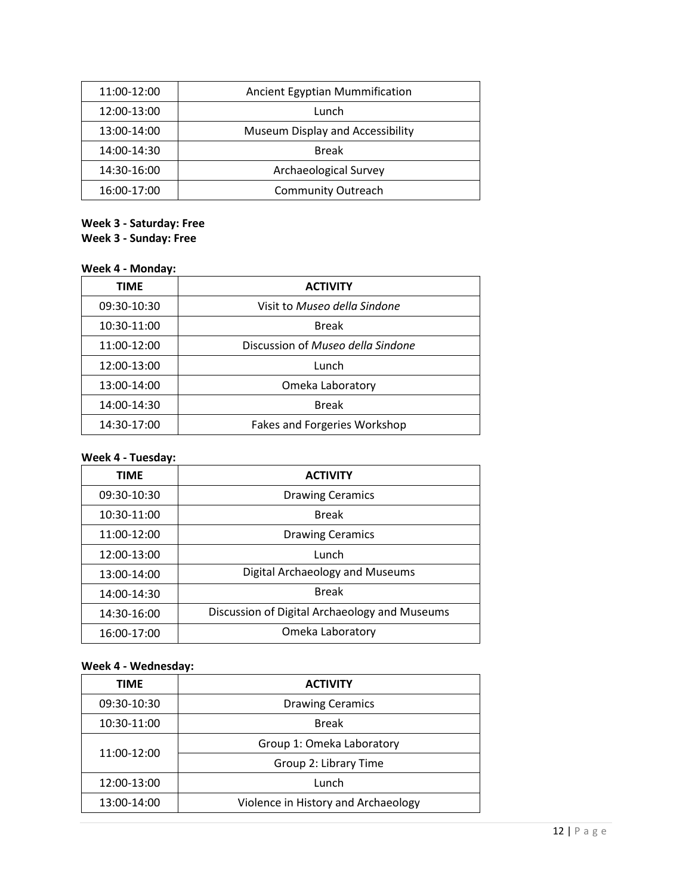| 11:00-12:00 | Ancient Egyptian Mummification |
|---|---|
| 12:00-13:00 | Lunch |
| 13:00-14:00 | Museum Display and Accessibility |
| 14:00-14:30 | Break |
| 14:30-16:00 | Archaeological Survey |
| 16:00-17:00 | Community Outreach |

**Week 3 - Saturday: Free**
**Week 3 - Sunday: Free**

**Week 4 - Monday:**

| TIME | ACTIVITY |
|---|---|
| 09:30-10:30 | Visit to *Museo della Sindone* |
| 10:30-11:00 | Break |
| 11:00-12:00 | Discussion of *Museo della Sindone* |
| 12:00-13:00 | Lunch |
| 13:00-14:00 | Omeka Laboratory |
| 14:00-14:30 | Break |
| 14:30-17:00 | Fakes and Forgeries Workshop |

**Week 4 - Tuesday:**

| TIME | ACTIVITY |
|---|---|
| 09:30-10:30 | Drawing Ceramics |
| 10:30-11:00 | Break |
| 11:00-12:00 | Drawing Ceramics |
| 12:00-13:00 | Lunch |
| 13:00-14:00 | Digital Archaeology and Museums |
| 14:00-14:30 | Break |
| 14:30-16:00 | Discussion of Digital Archaeology and Museums |
| 16:00-17:00 | Omeka Laboratory |

**Week 4 - Wednesday:**

| TIME | ACTIVITY |
|---|---|
| 09:30-10:30 | Drawing Ceramics |
| 10:30-11:00 | Break |
| 11:00-12:00 | Group 1: Omeka Laboratory |
| | Group 2: Library Time |
| 12:00-13:00 | Lunch |
| 13:00-14:00 | Violence in History and Archaeology |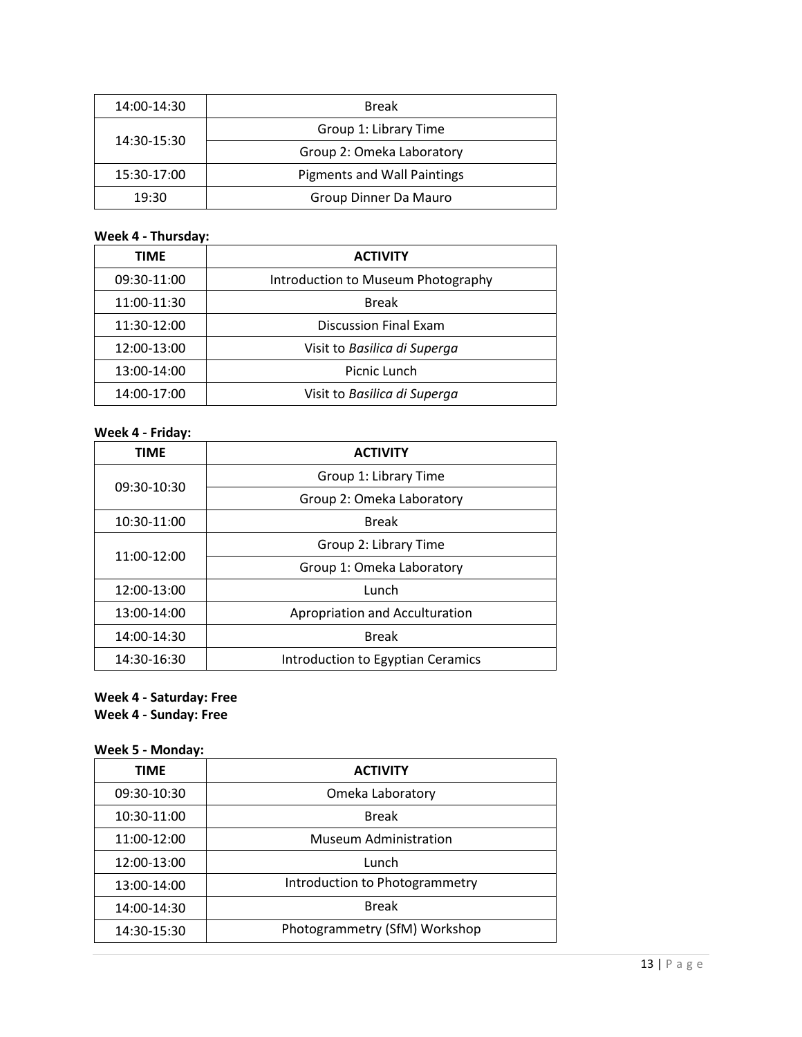| | |
|---|---|
| 14:00-14:30 | Break |
| 14:30-15:30 | Group 1: Library Time |
| | Group 2: Omeka Laboratory |
| 15:30-17:00 | Pigments and Wall Paintings |
| 19:30 | Group Dinner Da Mauro |

**Week 4 - Thursday:**

| TIME | ACTIVITY |
|---|---|
| 09:30-11:00 | Introduction to Museum Photography |
| 11:00-11:30 | Break |
| 11:30-12:00 | Discussion Final Exam |
| 12:00-13:00 | Visit to *Basilica di Superga* |
| 13:00-14:00 | Picnic Lunch |
| 14:00-17:00 | Visit to *Basilica di Superga* |

**Week 4 - Friday:**

| TIME | ACTIVITY |
|---|---|
| 09:30-10:30 | Group 1: Library Time |
| | Group 2: Omeka Laboratory |
| 10:30-11:00 | Break |
| 11:00-12:00 | Group 2: Library Time |
| | Group 1: Omeka Laboratory |
| 12:00-13:00 | Lunch |
| 13:00-14:00 | Apropriation and Acculturation |
| 14:00-14:30 | Break |
| 14:30-16:30 | Introduction to Egyptian Ceramics |

**Week 4 - Saturday: Free**
**Week 4 - Sunday: Free**

**Week 5 - Monday:**

| TIME | ACTIVITY |
|---|---|
| 09:30-10:30 | Omeka Laboratory |
| 10:30-11:00 | Break |
| 11:00-12:00 | Museum Administration |
| 12:00-13:00 | Lunch |
| 13:00-14:00 | Introduction to Photogrammetry |
| 14:00-14:30 | Break |
| 14:30-15:30 | Photogrammetry (SfM) Workshop |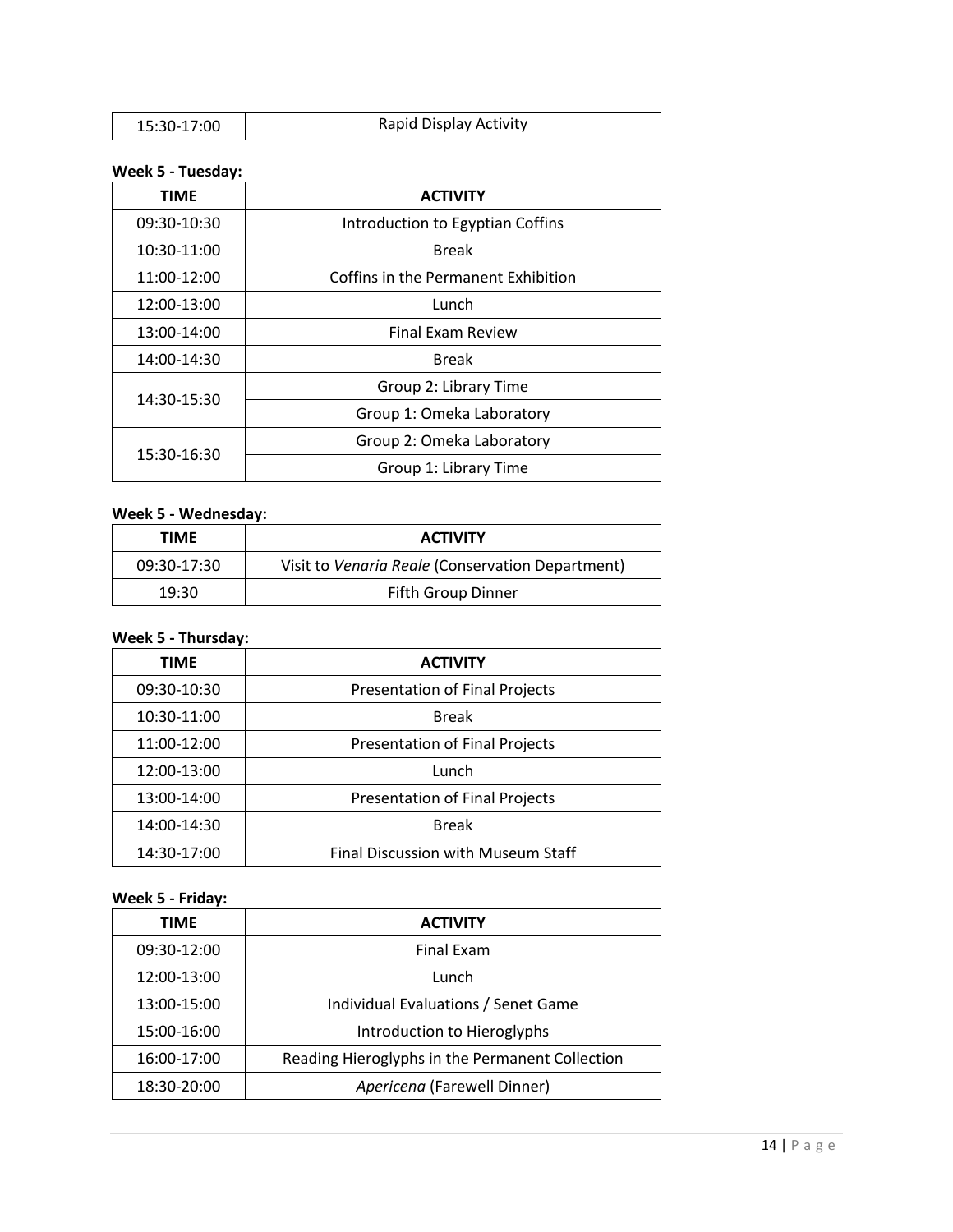| 15:30-17:00 | Rapid Display Activity |
|---|---|

**Week 5 - Tuesday:**

| TIME | ACTIVITY |
|---|---|
| 09:30-10:30 | Introduction to Egyptian Coffins |
| 10:30-11:00 | Break |
| 11:00-12:00 | Coffins in the Permanent Exhibition |
| 12:00-13:00 | Lunch |
| 13:00-14:00 | Final Exam Review |
| 14:00-14:30 | Break |
| 14:30-15:30 | Group 2: Library Time |
| | Group 1: Omeka Laboratory |
| 15:30-16:30 | Group 2: Omeka Laboratory |
| | Group 1: Library Time |

**Week 5 - Wednesday:**

| TIME | ACTIVITY |
|---|---|
| 09:30-17:30 | Visit to *Venaria Reale* (Conservation Department) |
| 19:30 | Fifth Group Dinner |

**Week 5 - Thursday:**

| TIME | ACTIVITY |
|---|---|
| 09:30-10:30 | Presentation of Final Projects |
| 10:30-11:00 | Break |
| 11:00-12:00 | Presentation of Final Projects |
| 12:00-13:00 | Lunch |
| 13:00-14:00 | Presentation of Final Projects |
| 14:00-14:30 | Break |
| 14:30-17:00 | Final Discussion with Museum Staff |

**Week 5 - Friday:**

| TIME | ACTIVITY |
|---|---|
| 09:30-12:00 | Final Exam |
| 12:00-13:00 | Lunch |
| 13:00-15:00 | Individual Evaluations / Senet Game |
| 15:00-16:00 | Introduction to Hieroglyphs |
| 16:00-17:00 | Reading Hieroglyphs in the Permanent Collection |
| 18:30-20:00 | *Apericena* (Farewell Dinner) |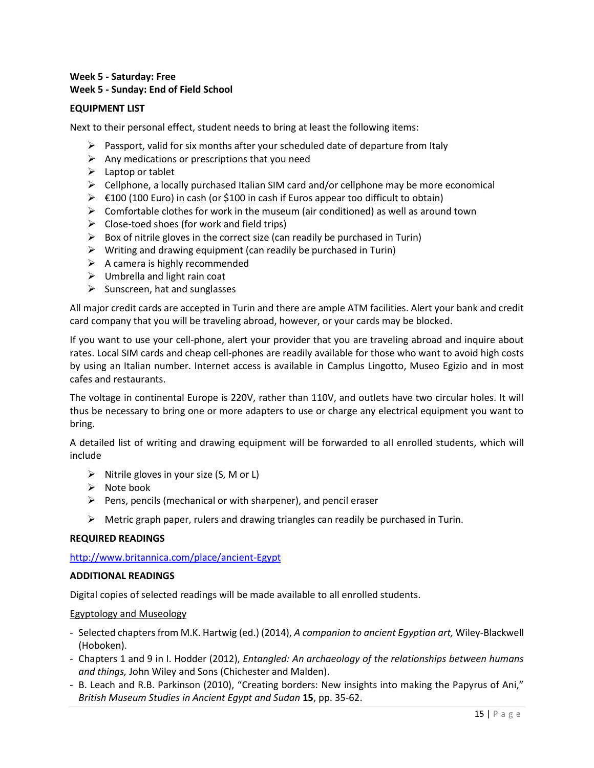**Week 5 - Saturday: Free**
**Week 5 - Sunday: End of Field School**

**EQUIPMENT LIST**

Next to their personal effect, student needs to bring at least the following items:

- Passport, valid for six months after your scheduled date of departure from Italy
- Any medications or prescriptions that you need
- Laptop or tablet
- Cellphone, a locally purchased Italian SIM card and/or cellphone may be more economical
- €100 (100 Euro) in cash (or $100 in cash if Euros appear too difficult to obtain)
- Comfortable clothes for work in the museum (air conditioned) as well as around town
- Close-toed shoes (for work and field trips)
- Box of nitrile gloves in the correct size (can readily be purchased in Turin)
- Writing and drawing equipment (can readily be purchased in Turin)
- A camera is highly recommended
- Umbrella and light rain coat
- Sunscreen, hat and sunglasses

All major credit cards are accepted in Turin and there are ample ATM facilities. Alert your bank and credit card company that you will be traveling abroad, however, or your cards may be blocked.

If you want to use your cell-phone, alert your provider that you are traveling abroad and inquire about rates. Local SIM cards and cheap cell-phones are readily available for those who want to avoid high costs by using an Italian number. Internet access is available in Camplus Lingotto, Museo Egizio and in most cafes and restaurants.

The voltage in continental Europe is 220V, rather than 110V, and outlets have two circular holes. It will thus be necessary to bring one or more adapters to use or charge any electrical equipment you want to bring.

A detailed list of writing and drawing equipment will be forwarded to all enrolled students, which will include

- Nitrile gloves in your size (S, M or L)
- Note book
- Pens, pencils (mechanical or with sharpener), and pencil eraser
- Metric graph paper, rulers and drawing triangles can readily be purchased in Turin.

**REQUIRED READINGS**

[http://www.britannica.com/place/ancient-Egypt](http://www.britannica.com/place/ancient-Egypt)

**ADDITIONAL READINGS**

Digital copies of selected readings will be made available to all enrolled students.

<u>Egyptology and Museology</u>

- Selected chapters from M.K. Hartwig (ed.) (2014), *A companion to ancient Egyptian art,* Wiley-Blackwell (Hoboken).
- Chapters 1 and 9 in I. Hodder (2012), *Entangled: An archaeology of the relationships between humans and things,* John Wiley and Sons (Chichester and Malden).
- B. Leach and R.B. Parkinson (2010), "Creating borders: New insights into making the Papyrus of Ani," *British Museum Studies in Ancient Egypt and Sudan* **15**, pp. 35-62.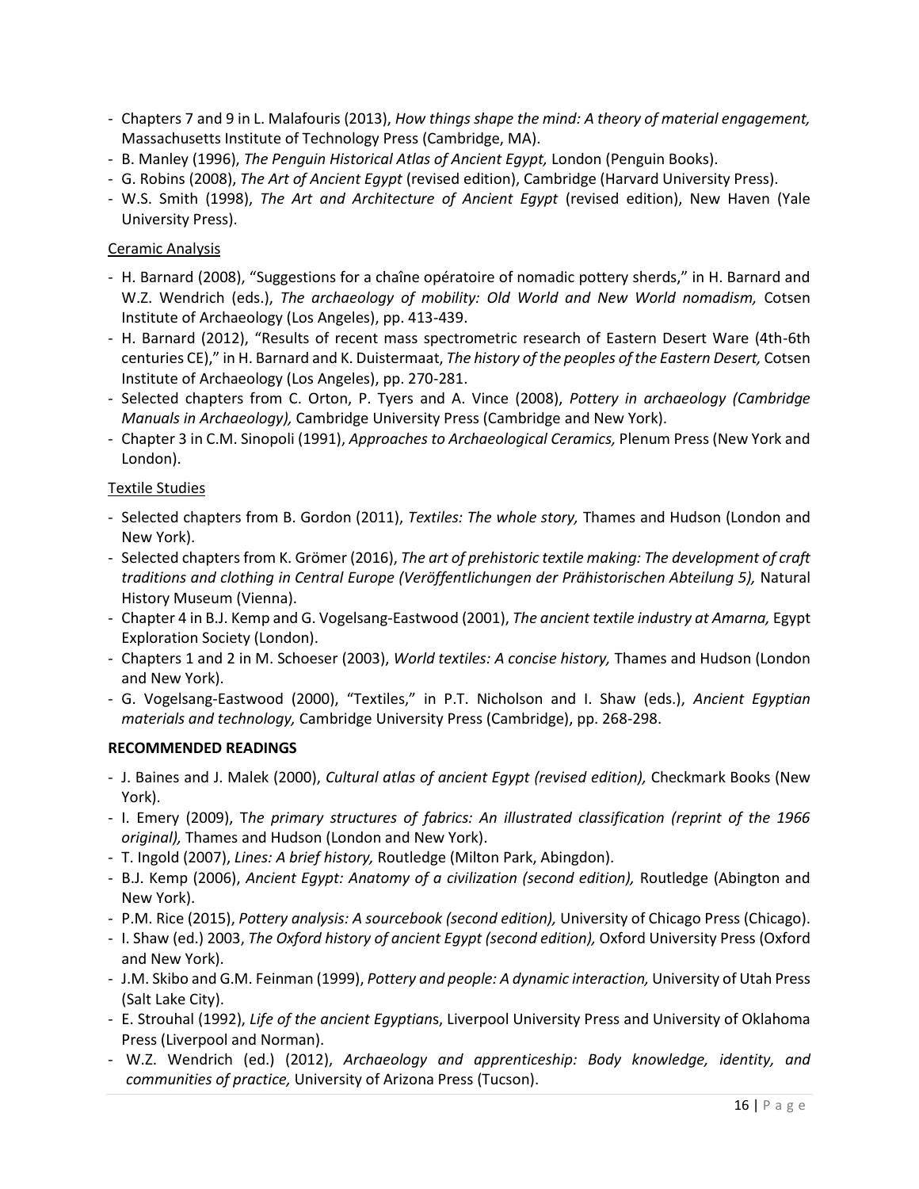- Chapters 7 and 9 in L. Malafouris (2013), *How things shape the mind: A theory of material engagement,* Massachusetts Institute of Technology Press (Cambridge, MA).
- B. Manley (1996), *The Penguin Historical Atlas of Ancient Egypt,* London (Penguin Books).
- G. Robins (2008), *The Art of Ancient Egypt* (revised edition), Cambridge (Harvard University Press).
- W.S. Smith (1998), *The Art and Architecture of Ancient Egypt* (revised edition), New Haven (Yale University Press).

Ceramic Analysis

- H. Barnard (2008), "Suggestions for a chaîne opératoire of nomadic pottery sherds," in H. Barnard and W.Z. Wendrich (eds.), *The archaeology of mobility: Old World and New World nomadism,* Cotsen Institute of Archaeology (Los Angeles), pp. 413-439.
- H. Barnard (2012), "Results of recent mass spectrometric research of Eastern Desert Ware (4th-6th centuries CE)," in H. Barnard and K. Duistermaat, *The history of the peoples of the Eastern Desert,* Cotsen Institute of Archaeology (Los Angeles), pp. 270-281.
- Selected chapters from C. Orton, P. Tyers and A. Vince (2008), *Pottery in archaeology (Cambridge Manuals in Archaeology),* Cambridge University Press (Cambridge and New York).
- Chapter 3 in C.M. Sinopoli (1991), *Approaches to Archaeological Ceramics,* Plenum Press (New York and London).

Textile Studies

- Selected chapters from B. Gordon (2011), *Textiles: The whole story,* Thames and Hudson (London and New York).
- Selected chapters from K. Grömer (2016), *The art of prehistoric textile making: The development of craft traditions and clothing in Central Europe (Veröffentlichungen der Prähistorischen Abteilung 5),* Natural History Museum (Vienna).
- Chapter 4 in B.J. Kemp and G. Vogelsang-Eastwood (2001), *The ancient textile industry at Amarna,* Egypt Exploration Society (London).
- Chapters 1 and 2 in M. Schoeser (2003), *World textiles: A concise history,* Thames and Hudson (London and New York).
- G. Vogelsang-Eastwood (2000), "Textiles," in P.T. Nicholson and I. Shaw (eds.), *Ancient Egyptian materials and technology,* Cambridge University Press (Cambridge), pp. 268-298.

**RECOMMENDED READINGS**

- J. Baines and J. Malek (2000), *Cultural atlas of ancient Egypt (revised edition),* Checkmark Books (New York).
- I. Emery (2009), T*he primary structures of fabrics: An illustrated classification (reprint of the 1966 original),* Thames and Hudson (London and New York).
- T. Ingold (2007), *Lines: A brief history,* Routledge (Milton Park, Abingdon).
- B.J. Kemp (2006), *Ancient Egypt: Anatomy of a civilization (second edition),* Routledge (Abington and New York).
- P.M. Rice (2015), *Pottery analysis: A sourcebook (second edition),* University of Chicago Press (Chicago).
- I. Shaw (ed.) 2003, *The Oxford history of ancient Egypt (second edition),* Oxford University Press (Oxford and New York).
- J.M. Skibo and G.M. Feinman (1999), *Pottery and people: A dynamic interaction,* University of Utah Press (Salt Lake City).
- E. Strouhal (1992), *Life of the ancient Egyptian*s, Liverpool University Press and University of Oklahoma Press (Liverpool and Norman).
- W.Z. Wendrich (ed.) (2012), *Archaeology and apprenticeship: Body knowledge, identity, and communities of practice,* University of Arizona Press (Tucson).